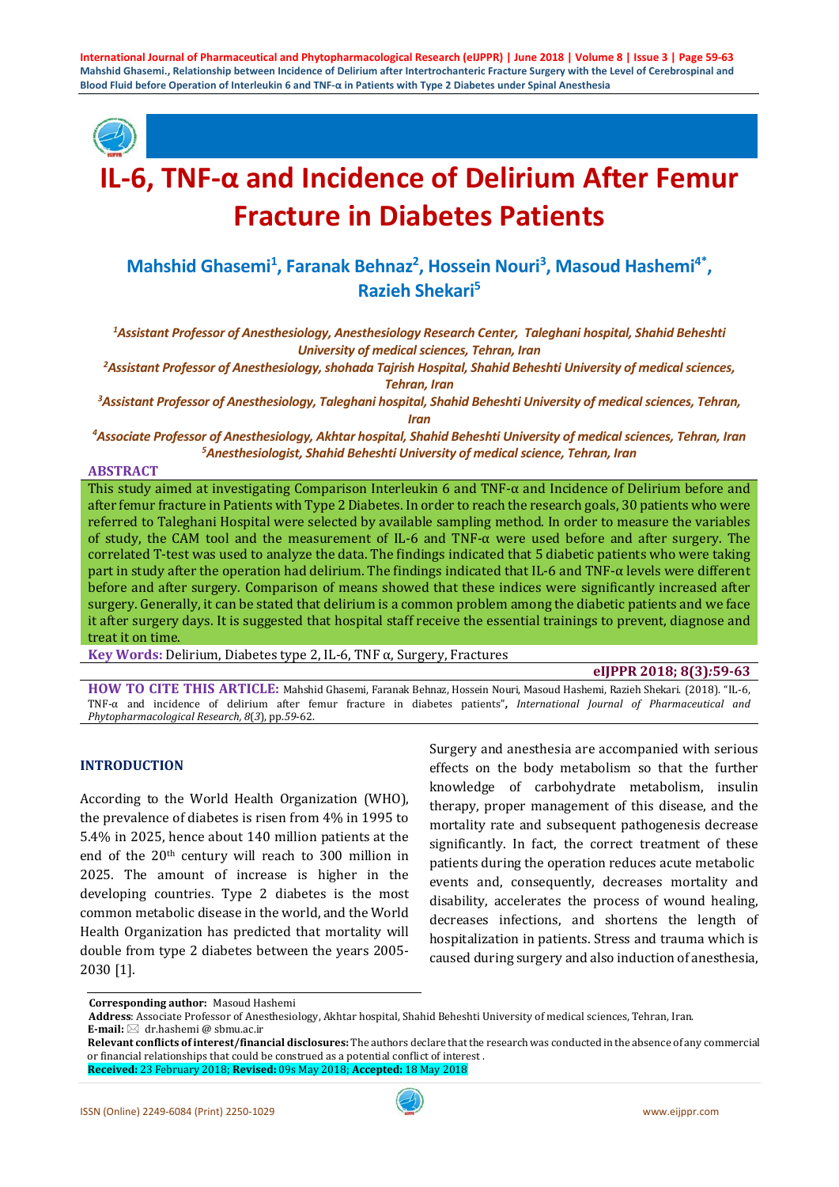# IL-6, TNF-α and Incidence of Delirium After Femur Fracture in Diabetes Patients

**Mahshid Ghasemi[1], Faranak Behnaz[2], Hossein Nouri[3], Masoud Hashemi[4*], Razieh Shekari[5]**

*[1]Assistant Professor of Anesthesiology, Anesthesiology Research Center, Taleghani hospital, Shahid Beheshti University of medical sciences, Tehran, Iran*

*[2]Assistant Professor of Anesthesiology, shohada Tajrish Hospital, Shahid Beheshti University of medical sciences, Tehran, Iran*

*[3]Assistant Professor of Anesthesiology, Taleghani hospital, Shahid Beheshti University of medical sciences, Tehran, Iran*

*[4]Associate Professor of Anesthesiology, Akhtar hospital, Shahid Beheshti University of medical sciences, Tehran, Iran*

*[5]Anesthesiologist, Shahid Beheshti University of medical science, Tehran, Iran*

## ABSTRACT

This study aimed at investigating Comparison Interleukin 6 and TNF-α and Incidence of Delirium before and after femur fracture in Patients with Type 2 Diabetes. In order to reach the research goals, 30 patients who were referred to Taleghani Hospital were selected by available sampling method. In order to measure the variables of study, the CAM tool and the measurement of IL-6 and TNF-α were used before and after surgery. The correlated T-test was used to analyze the data. The findings indicated that 5 diabetic patients who were taking part in study after the operation had delirium. The findings indicated that IL-6 and TNF-α levels were different before and after surgery. Comparison of means showed that these indices were significantly increased after surgery. Generally, it can be stated that delirium is a common problem among the diabetic patients and we face it after surgery days. It is suggested that hospital staff receive the essential trainings to prevent, diagnose and treat it on time.

**Key Words:** Delirium, Diabetes type 2, IL-6, TNF α, Surgery, Fractures

**eIJPPR 2018; 8(3):59-63**

**HOW TO CITE THIS ARTICLE:** Mahshid Ghasemi, Faranak Behnaz, Hossein Nouri, Masoud Hashemi, Razieh Shekari. (2018). "IL-6, TNF-α and incidence of delirium after femur fracture in diabetes patients", *International Journal of Pharmaceutical and Phytopharmacological Research, 8*(*3*), pp.*59*-62.

## INTRODUCTION

According to the World Health Organization (WHO), the prevalence of diabetes is risen from 4% in 1995 to 5.4% in 2025, hence about 140 million patients at the end of the 20th century will reach to 300 million in 2025. The amount of increase is higher in the developing countries. Type 2 diabetes is the most common metabolic disease in the world, and the World Health Organization has predicted that mortality will double from type 2 diabetes between the years 2005-2030 [1].

Surgery and anesthesia are accompanied with serious effects on the body metabolism so that the further knowledge of carbohydrate metabolism, insulin therapy, proper management of this disease, and the mortality rate and subsequent pathogenesis decrease significantly. In fact, the correct treatment of these patients during the operation reduces acute metabolic events and, consequently, decreases mortality and disability, accelerates the process of wound healing, decreases infections, and shortens the length of hospitalization in patients. Stress and trauma which is caused during surgery and also induction of anesthesia,

**Corresponding author:** Masoud Hashemi

**Address**: Associate Professor of Anesthesiology, Akhtar hospital, Shahid Beheshti University of medical sciences, Tehran, Iran.

**E-mail:** dr.hashemi @ sbmu.ac.ir

**Relevant conflicts of interest/financial disclosures:** The authors declare that the research was conducted in the absence of any commercial or financial relationships that could be construed as a potential conflict of interest .

**Received:** 23 February 2018; **Revised:** 09s May 2018; **Accepted:** 18 May 2018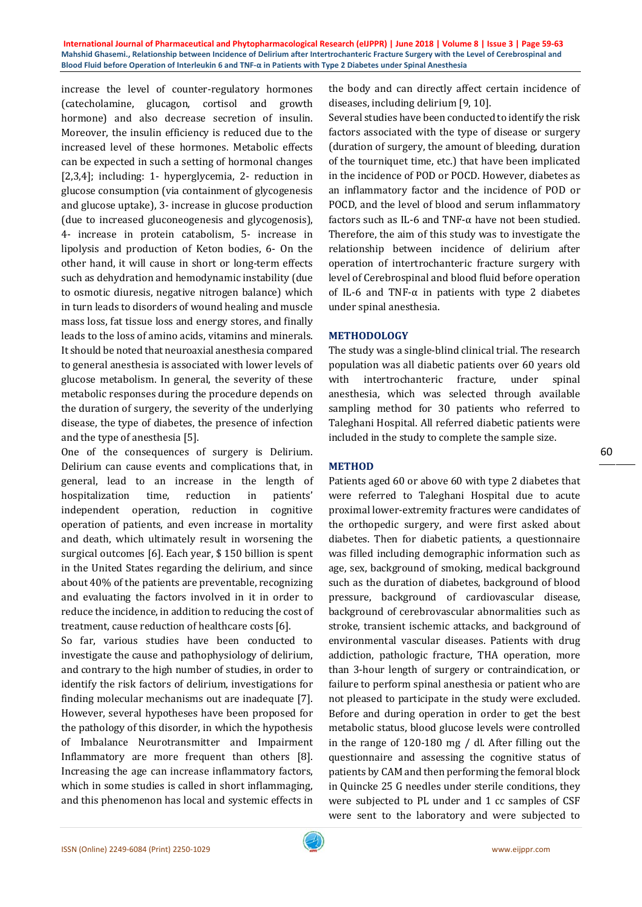increase the level of counter-regulatory hormones (catecholamine, glucagon, cortisol and growth hormone) and also decrease secretion of insulin. Moreover, the insulin efficiency is reduced due to the increased level of these hormones. Metabolic effects can be expected in such a setting of hormonal changes [2,3,4]; including: 1- hyperglycemia, 2- reduction in glucose consumption (via containment of glycogenesis and glucose uptake), 3- increase in glucose production (due to increased gluconeogenesis and glycogenosis), 4- increase in protein catabolism, 5- increase in lipolysis and production of Keton bodies, 6- On the other hand, it will cause in short or long-term effects such as dehydration and hemodynamic instability (due to osmotic diuresis, negative nitrogen balance) which in turn leads to disorders of wound healing and muscle mass loss, fat tissue loss and energy stores, and finally leads to the loss of amino acids, vitamins and minerals. It should be noted that neuroaxial anesthesia compared to general anesthesia is associated with lower levels of glucose metabolism. In general, the severity of these metabolic responses during the procedure depends on the duration of surgery, the severity of the underlying disease, the type of diabetes, the presence of infection and the type of anesthesia [5].

One of the consequences of surgery is Delirium. Delirium can cause events and complications that, in general, lead to an increase in the length of hospitalization time, reduction in patients' independent operation, reduction in cognitive operation of patients, and even increase in mortality and death, which ultimately result in worsening the surgical outcomes [6]. Each year, $ 150 billion is spent in the United States regarding the delirium, and since about 40% of the patients are preventable, recognizing and evaluating the factors involved in it in order to reduce the incidence, in addition to reducing the cost of treatment, cause reduction of healthcare costs [6].

So far, various studies have been conducted to investigate the cause and pathophysiology of delirium, and contrary to the high number of studies, in order to identify the risk factors of delirium, investigations for finding molecular mechanisms out are inadequate [7]. However, several hypotheses have been proposed for the pathology of this disorder, in which the hypothesis of Imbalance Neurotransmitter and Impairment Inflammatory are more frequent than others [8]. Increasing the age can increase inflammatory factors, which in some studies is called in short inflammaging, and this phenomenon has local and systemic effects in the body and can directly affect certain incidence of diseases, including delirium [9, 10].

Several studies have been conducted to identify the risk factors associated with the type of disease or surgery (duration of surgery, the amount of bleeding, duration of the tourniquet time, etc.) that have been implicated in the incidence of POD or POCD. However, diabetes as an inflammatory factor and the incidence of POD or POCD, and the level of blood and serum inflammatory factors such as IL-6 and TNF-α have not been studied. Therefore, the aim of this study was to investigate the relationship between incidence of delirium after operation of intertrochanteric fracture surgery with level of Cerebrospinal and blood fluid before operation of IL-6 and TNF-α in patients with type 2 diabetes under spinal anesthesia.

## METHODOLOGY

The study was a single-blind clinical trial. The research population was all diabetic patients over 60 years old with intertrochanteric fracture, under spinal anesthesia, which was selected through available sampling method for 30 patients who referred to Taleghani Hospital. All referred diabetic patients were included in the study to complete the sample size.

## METHOD

Patients aged 60 or above 60 with type 2 diabetes that were referred to Taleghani Hospital due to acute proximal lower-extremity fractures were candidates of the orthopedic surgery, and were first asked about diabetes. Then for diabetic patients, a questionnaire was filled including demographic information such as age, sex, background of smoking, medical background such as the duration of diabetes, background of blood pressure, background of cardiovascular disease, background of cerebrovascular abnormalities such as stroke, transient ischemic attacks, and background of environmental vascular diseases. Patients with drug addiction, pathologic fracture, THA operation, more than 3-hour length of surgery or contraindication, or failure to perform spinal anesthesia or patient who are not pleased to participate in the study were excluded. Before and during operation in order to get the best metabolic status, blood glucose levels were controlled in the range of 120-180 mg / dl. After filling out the questionnaire and assessing the cognitive status of patients by CAM and then performing the femoral block in Quincke 25 G needles under sterile conditions, they were subjected to PL under and 1 cc samples of CSF were sent to the laboratory and were subjected to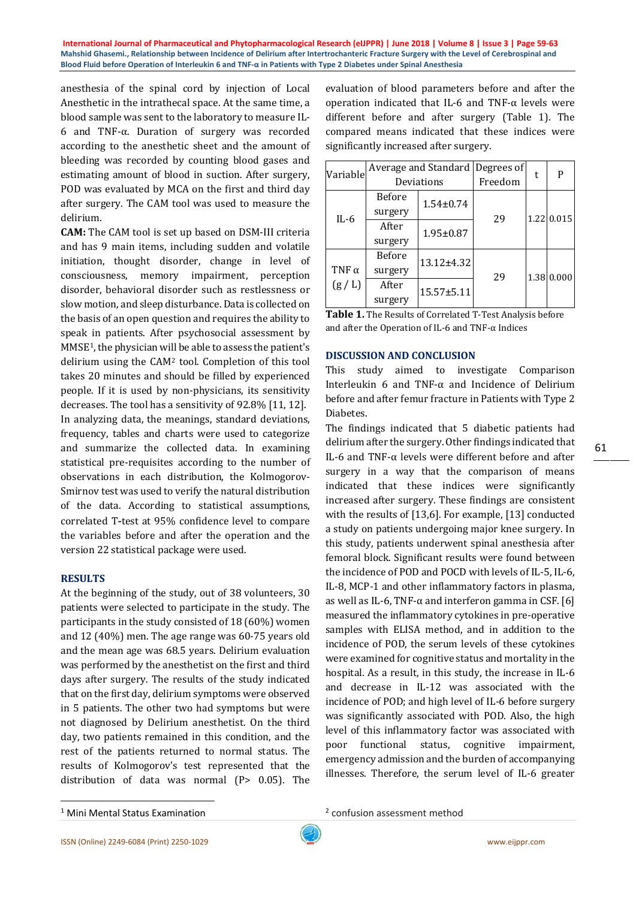anesthesia of the spinal cord by injection of Local Anesthetic in the intrathecal space. At the same time, a blood sample was sent to the laboratory to measure IL-6 and TNF-α. Duration of surgery was recorded according to the anesthetic sheet and the amount of bleeding was recorded by counting blood gases and estimating amount of blood in suction. After surgery, POD was evaluated by MCA on the first and third day after surgery. The CAM tool was used to measure the delirium.

**CAM:** The CAM tool is set up based on DSM-III criteria and has 9 main items, including sudden and volatile initiation, thought disorder, change in level of consciousness, memory impairment, perception disorder, behavioral disorder such as restlessness or slow motion, and sleep disturbance. Data is collected on the basis of an open question and requires the ability to speak in patients. After psychosocial assessment by MMSE[1], the physician will be able to assess the patient's delirium using the CAM[2] tool. Completion of this tool takes 20 minutes and should be filled by experienced people. If it is used by non-physicians, its sensitivity decreases. The tool has a sensitivity of 92.8% [11, 12].

In analyzing data, the meanings, standard deviations, frequency, tables and charts were used to categorize and summarize the collected data. In examining statistical pre-requisites according to the number of observations in each distribution, the Kolmogorov-Smirnov test was used to verify the natural distribution of the data. According to statistical assumptions, correlated T-test at 95% confidence level to compare the variables before and after the operation and the version 22 statistical package were used.

## RESULTS

At the beginning of the study, out of 38 volunteers, 30 patients were selected to participate in the study. The participants in the study consisted of 18 (60%) women and 12 (40%) men. The age range was 60-75 years old and the mean age was 68.5 years. Delirium evaluation was performed by the anesthetist on the first and third days after surgery. The results of the study indicated that on the first day, delirium symptoms were observed in 5 patients. The other two had symptoms but were not diagnosed by Delirium anesthetist. On the third day, two patients remained in this condition, and the rest of the patients returned to normal status. The results of Kolmogorov's test represented that the distribution of data was normal ($P > 0.05$). The evaluation of blood parameters before and after the operation indicated that IL-6 and TNF-α levels were different before and after surgery (Table 1). The compared means indicated that these indices were significantly increased after surgery.

| Variable | Average and Standard Deviations | | Degrees of Freedom | t | P |
|---|---|---|---|---|---|
| IL-6 | Before surgery | 1.54±0.74 | 29 | 1.22 | 0.015 |
| | After surgery | 1.95±0.87 | | | |
| TNF α (g / L) | Before surgery | 13.12±4.32 | 29 | 1.38 | 0.000 |
| | After surgery | 15.57±5.11 | | | |

**Table 1.** The Results of Correlated T-Test Analysis before and after the Operation of IL-6 and TNF-α Indices

## DISCUSSION AND CONCLUSION

This study aimed to investigate Comparison Interleukin 6 and TNF-α and Incidence of Delirium before and after femur fracture in Patients with Type 2 Diabetes.

The findings indicated that 5 diabetic patients had delirium after the surgery. Other findings indicated that IL-6 and TNF-α levels were different before and after surgery in a way that the comparison of means indicated that these indices were significantly increased after surgery. These findings are consistent with the results of [13,6]. For example, [13] conducted a study on patients undergoing major knee surgery. In this study, patients underwent spinal anesthesia after femoral block. Significant results were found between the incidence of POD and POCD with levels of IL-5, IL-6, IL-8, MCP-1 and other inflammatory factors in plasma, as well as IL-6, TNF-α and interferon gamma in CSF. [6] measured the inflammatory cytokines in pre-operative samples with ELISA method, and in addition to the incidence of POD, the serum levels of these cytokines were examined for cognitive status and mortality in the hospital. As a result, in this study, the increase in IL-6 and decrease in IL-12 was associated with the incidence of POD; and high level of IL-6 before surgery was significantly associated with POD. Also, the high level of this inflammatory factor was associated with poor functional status, cognitive impairment, emergency admission and the burden of accompanying illnesses. Therefore, the serum level of IL-6 greater

---

[1] Mini Mental Status Examination

[2] confusion assessment method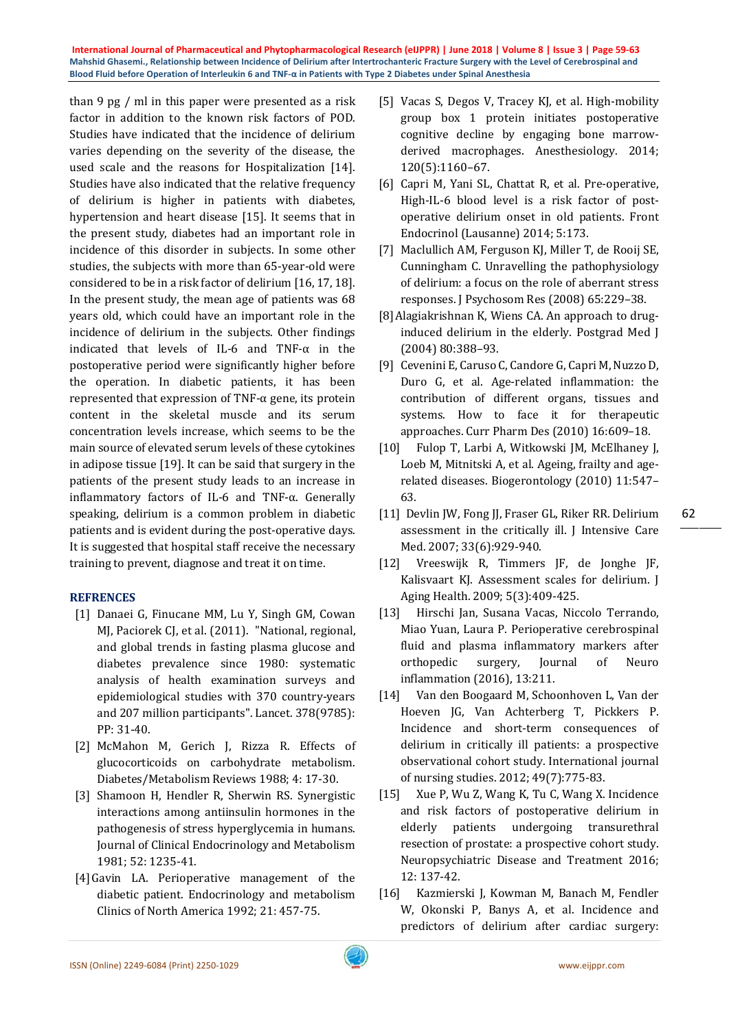than 9 pg / ml in this paper were presented as a risk factor in addition to the known risk factors of POD. Studies have indicated that the incidence of delirium varies depending on the severity of the disease, the used scale and the reasons for Hospitalization [14]. Studies have also indicated that the relative frequency of delirium is higher in patients with diabetes, hypertension and heart disease [15]. It seems that in the present study, diabetes had an important role in incidence of this disorder in subjects. In some other studies, the subjects with more than 65-year-old were considered to be in a risk factor of delirium [16, 17, 18]. In the present study, the mean age of patients was 68 years old, which could have an important role in the incidence of delirium in the subjects. Other findings indicated that levels of IL-6 and TNF-α in the postoperative period were significantly higher before the operation. In diabetic patients, it has been represented that expression of TNF-α gene, its protein content in the skeletal muscle and its serum concentration levels increase, which seems to be the main source of elevated serum levels of these cytokines in adipose tissue [19]. It can be said that surgery in the patients of the present study leads to an increase in inflammatory factors of IL-6 and TNF-α. Generally speaking, delirium is a common problem in diabetic patients and is evident during the post-operative days. It is suggested that hospital staff receive the necessary training to prevent, diagnose and treat it on time.

## REFRENCES

[1] Danaei G, Finucane MM, Lu Y, Singh GM, Cowan MJ, Paciorek CJ, et al. (2011). "National, regional, and global trends in fasting plasma glucose and diabetes prevalence since 1980: systematic analysis of health examination surveys and epidemiological studies with 370 country-years and 207 million participants". Lancet. 378(9785): PP: 31-40.

[2] McMahon M, Gerich J, Rizza R. Effects of glucocorticoids on carbohydrate metabolism. Diabetes/Metabolism Reviews 1988; 4: 17-30.

[3] Shamoon H, Hendler R, Sherwin RS. Synergistic interactions among antiinsulin hormones in the pathogenesis of stress hyperglycemia in humans. Journal of Clinical Endocrinology and Metabolism 1981; 52: 1235-41.

[4] Gavin LA. Perioperative management of the diabetic patient. Endocrinology and metabolism Clinics of North America 1992; 21: 457-75.

[5] Vacas S, Degos V, Tracey KJ, et al. High-mobility group box 1 protein initiates postoperative cognitive decline by engaging bone marrow-derived macrophages. Anesthesiology. 2014; 120(5):1160–67.

[6] Capri M, Yani SL, Chattat R, et al. Pre-operative, High-IL-6 blood level is a risk factor of post-operative delirium onset in old patients. Front Endocrinol (Lausanne) 2014; 5:173.

[7] Maclullich AM, Ferguson KJ, Miller T, de Rooij SE, Cunningham C. Unravelling the pathophysiology of delirium: a focus on the role of aberrant stress responses. J Psychosom Res (2008) 65:229–38.

[8] Alagiakrishnan K, Wiens CA. An approach to drug-induced delirium in the elderly. Postgrad Med J (2004) 80:388–93.

[9] Cevenini E, Caruso C, Candore G, Capri M, Nuzzo D, Duro G, et al. Age-related inflammation: the contribution of different organs, tissues and systems. How to face it for therapeutic approaches. Curr Pharm Des (2010) 16:609–18.

[10] Fulop T, Larbi A, Witkowski JM, McElhaney J, Loeb M, Mitnitski A, et al. Ageing, frailty and age-related diseases. Biogerontology (2010) 11:547–63.

[11] Devlin JW, Fong JJ, Fraser GL, Riker RR. Delirium assessment in the critically ill. J Intensive Care Med. 2007; 33(6):929-940.

[12] Vreeswijk R, Timmers JF, de Jonghe JF, Kalisvaart KJ. Assessment scales for delirium. J Aging Health. 2009; 5(3):409-425.

[13] Hirschi Jan, Susana Vacas, Niccolo Terrando, Miao Yuan, Laura P. Perioperative cerebrospinal fluid and plasma inflammatory markers after orthopedic surgery, Journal of Neuro inflammation (2016), 13:211.

[14] Van den Boogaard M, Schoonhoven L, Van der Hoeven JG, Van Achterberg T, Pickkers P. Incidence and short-term consequences of delirium in critically ill patients: a prospective observational cohort study. International journal of nursing studies. 2012; 49(7):775-83.

[15] Xue P, Wu Z, Wang K, Tu C, Wang X. Incidence and risk factors of postoperative delirium in elderly patients undergoing transurethral resection of prostate: a prospective cohort study. Neuropsychiatric Disease and Treatment 2016; 12: 137-42.

[16] Kazmierski J, Kowman M, Banach M, Fendler W, Okonski P, Banys A, et al. Incidence and predictors of delirium after cardiac surgery: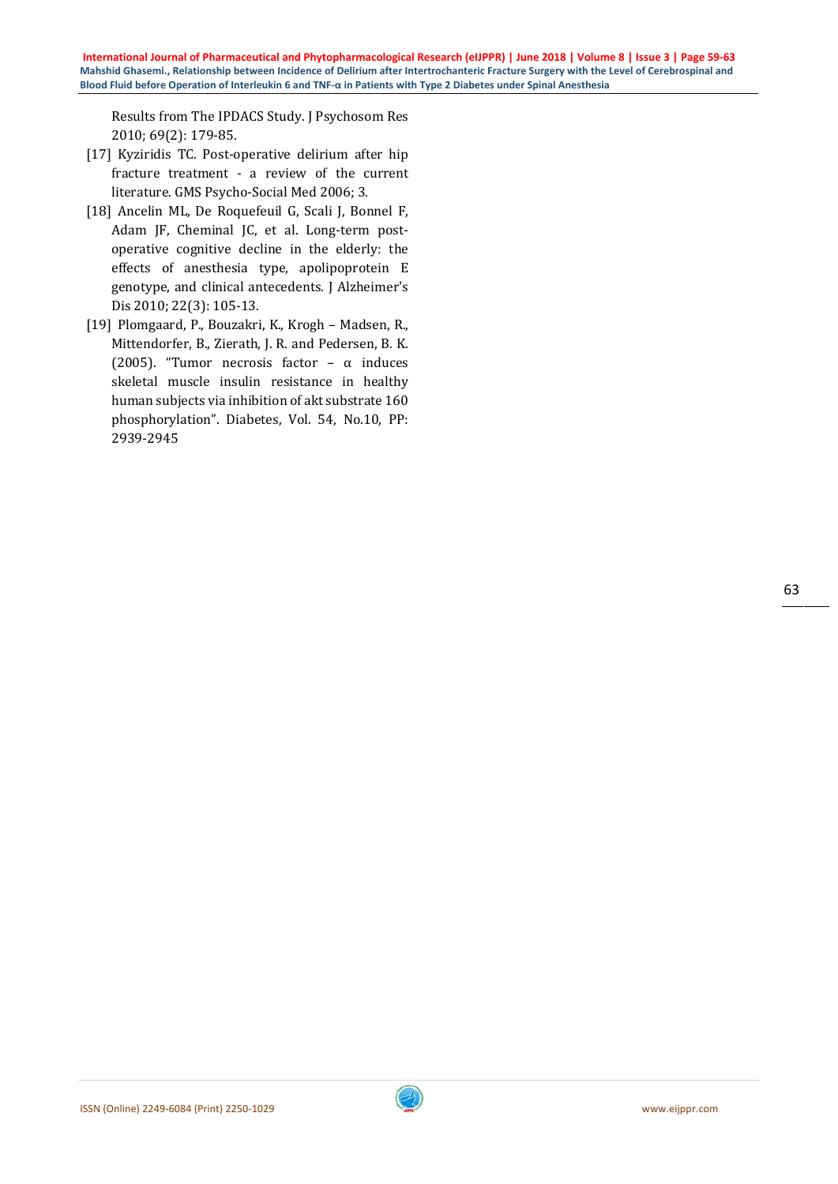Results from The IPDACS Study. J Psychosom Res 2010; 69(2): 179-85.

[17] Kyziridis TC. Post-operative delirium after hip fracture treatment - a review of the current literature. GMS Psycho-Social Med 2006; 3.

[18] Ancelin ML, De Roquefeuil G, Scali J, Bonnel F, Adam JF, Cheminal JC, et al. Long-term post-operative cognitive decline in the elderly: the effects of anesthesia type, apolipoprotein E genotype, and clinical antecedents. J Alzheimer's Dis 2010; 22(3): 105-13.

[19] Plomgaard, P., Bouzakri, K., Krogh – Madsen, R., Mittendorfer, B., Zierath, J. R. and Pedersen, B. K. (2005). "Tumor necrosis factor – α induces skeletal muscle insulin resistance in healthy human subjects via inhibition of akt substrate 160 phosphorylation". Diabetes, Vol. 54, No.10, PP: 2939-2945